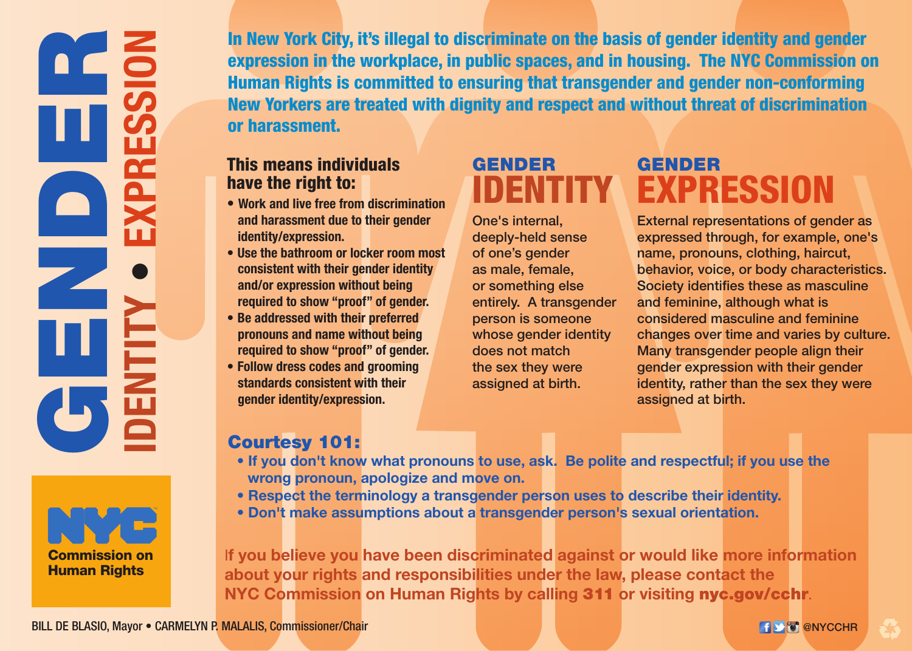# GENDER IDENTITY • EXPRESSION

**In New York City, it's illegal to discriminate on the basis of gender identity and gender expression in the workplace, in public spaces, and in housing. The NYC Commission on Human Rights is committed to ensuring that transgender and gender non-conforming New Yorkers are treated with dignity and respect and without threat of discrimination or harassment.**

### This means individuals have the right to:

- **Work and live free from discrimination and harassment due to their gender identity/expression.**
- **Use the bathroom or locker room most consistent with their gender identity and/or expression without being required to show "proof" of gender.**
- **Be addressed with their preferred pronouns and name without being required to show "proof" of gender.**
- **Follow dress codes and grooming standards consistent with their gender identity/expression.**

## GENDER IDENTITY

One's internal, deeply-held sense of one's gender as male, female, or something else entirely. A transgender person is someone whose gender identity does not match the sex they were assigned at birth.

## GENDER EXPRESSION

External representations of gender as expressed through, for example, one's name, pronouns, clothing, haircut, behavior, voice, or body characteristics. Society identifies these as masculine and feminine, although what is considered masculine and feminine changes over time and varies by culture. Many transgender people align their gender expression with their gender identity, rather than the sex they were assigned at birth.

### Courtesy 101:

- **If you don't know what pronouns to use, ask. Be polite and respectful; if you use the wrong pronoun, apologize and move on.**
- **Respect the terminology a transgender person uses to describe their identity.**
- **Don't make assumptions about a transgender person's sexual orientation.**

**If you believe you have been discriminated against or would like more information about your rights and responsibilities under the law, please contact the NYC Commission on Human Rights by calling 311 or visiting nyc.gov/cchr.**

NYC Commission on Human Rights

BILL DE BLASIO, Mayor • CARMELYN P. MALALIS, Commissioner/Chair

@NYCCHR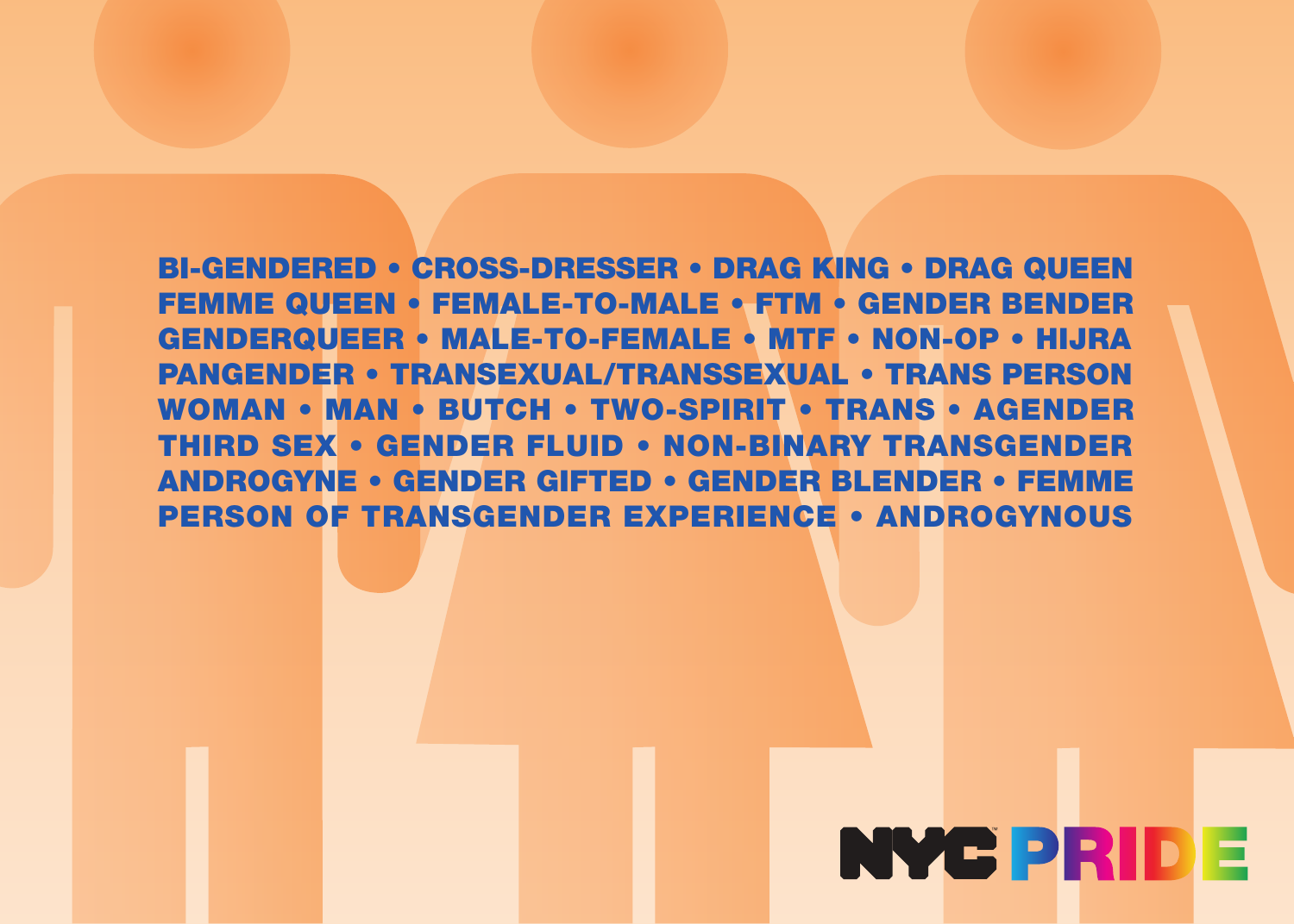BI-GENDERED • CROSS-DRESSER • DRAG KING • DRAG QUEEN
FEMME QUEEN • FEMALE-TO-MALE • FTM • GENDER BENDER
GENDERQUEER • MALE-TO-FEMALE • MTF • NON-OP • HIJRA
PANGENDER • TRANSEXUAL/TRANSSEXUAL • TRANS PERSON
WOMAN • MAN • BUTCH • TWO-SPIRIT • TRANS • AGENDER
THIRD SEX • GENDER FLUID • NON-BINARY TRANSGENDER
ANDROGYNE • GENDER GIFTED • GENDER BLENDER • FEMME
PERSON OF TRANSGENDER EXPERIENCE • ANDROGYNOUS

NYC PRIDE